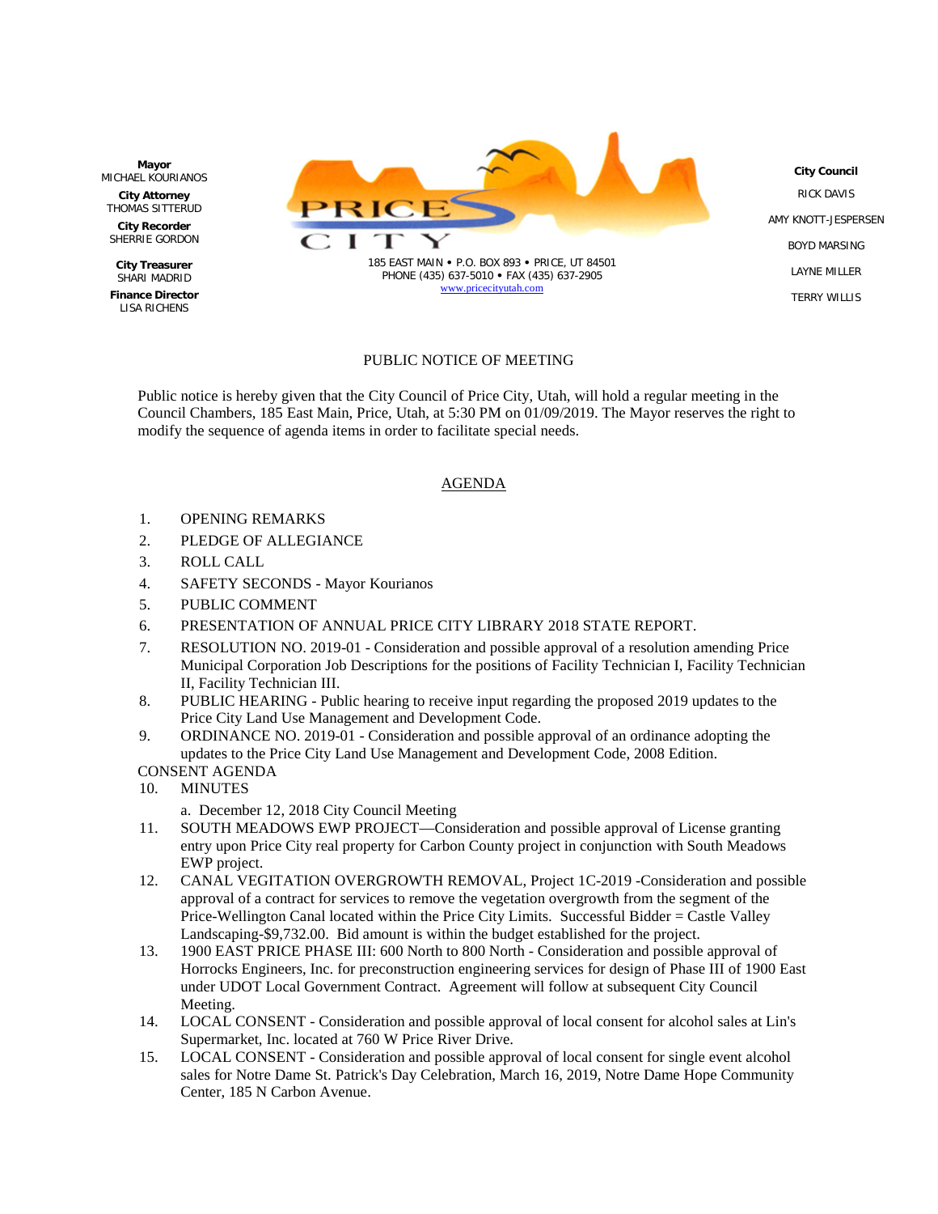**Mayor**
MICHAEL KOURIANOS

**City Attorney**
THOMAS SITTERUD

**City Recorder**
SHERRIE GORDON

**City Treasurer**
SHARI MADRID

**Finance Director**
LISA RICHENS

PRICE CITY

185 EAST MAIN • P.O. BOX 893 • PRICE, UT 84501
PHONE (435) 637-5010 • FAX (435) 637-2905
www.pricecityutah.com

**City Council**
RICK DAVIS
AMY KNOTT-JESPERSEN
BOYD MARSING
LAYNE MILLER
TERRY WILLIS

PUBLIC NOTICE OF MEETING

Public notice is hereby given that the City Council of Price City, Utah, will hold a regular meeting in the Council Chambers, 185 East Main, Price, Utah, at 5:30 PM on 01/09/2019. The Mayor reserves the right to modify the sequence of agenda items in order to facilitate special needs.

AGENDA

1. OPENING REMARKS
2. PLEDGE OF ALLEGIANCE
3. ROLL CALL
4. SAFETY SECONDS - Mayor Kourianos
5. PUBLIC COMMENT
6. PRESENTATION OF ANNUAL PRICE CITY LIBRARY 2018 STATE REPORT.
7. RESOLUTION NO. 2019-01 - Consideration and possible approval of a resolution amending Price Municipal Corporation Job Descriptions for the positions of Facility Technician I, Facility Technician II, Facility Technician III.
8. PUBLIC HEARING - Public hearing to receive input regarding the proposed 2019 updates to the Price City Land Use Management and Development Code.
9. ORDINANCE NO. 2019-01 - Consideration and possible approval of an ordinance adopting the updates to the Price City Land Use Management and Development Code, 2008 Edition.

CONSENT AGENDA

10. MINUTES
    a. December 12, 2018 City Council Meeting
11. SOUTH MEADOWS EWP PROJECT—Consideration and possible approval of License granting entry upon Price City real property for Carbon County project in conjunction with South Meadows EWP project.
12. CANAL VEGITATION OVERGROWTH REMOVAL, Project 1C-2019 -Consideration and possible approval of a contract for services to remove the vegetation overgrowth from the segment of the Price-Wellington Canal located within the Price City Limits. Successful Bidder = Castle Valley Landscaping-$9,732.00. Bid amount is within the budget established for the project.
13. 1900 EAST PRICE PHASE III: 600 North to 800 North - Consideration and possible approval of Horrocks Engineers, Inc. for preconstruction engineering services for design of Phase III of 1900 East under UDOT Local Government Contract. Agreement will follow at subsequent City Council Meeting.
14. LOCAL CONSENT - Consideration and possible approval of local consent for alcohol sales at Lin's Supermarket, Inc. located at 760 W Price River Drive.
15. LOCAL CONSENT - Consideration and possible approval of local consent for single event alcohol sales for Notre Dame St. Patrick's Day Celebration, March 16, 2019, Notre Dame Hope Community Center, 185 N Carbon Avenue.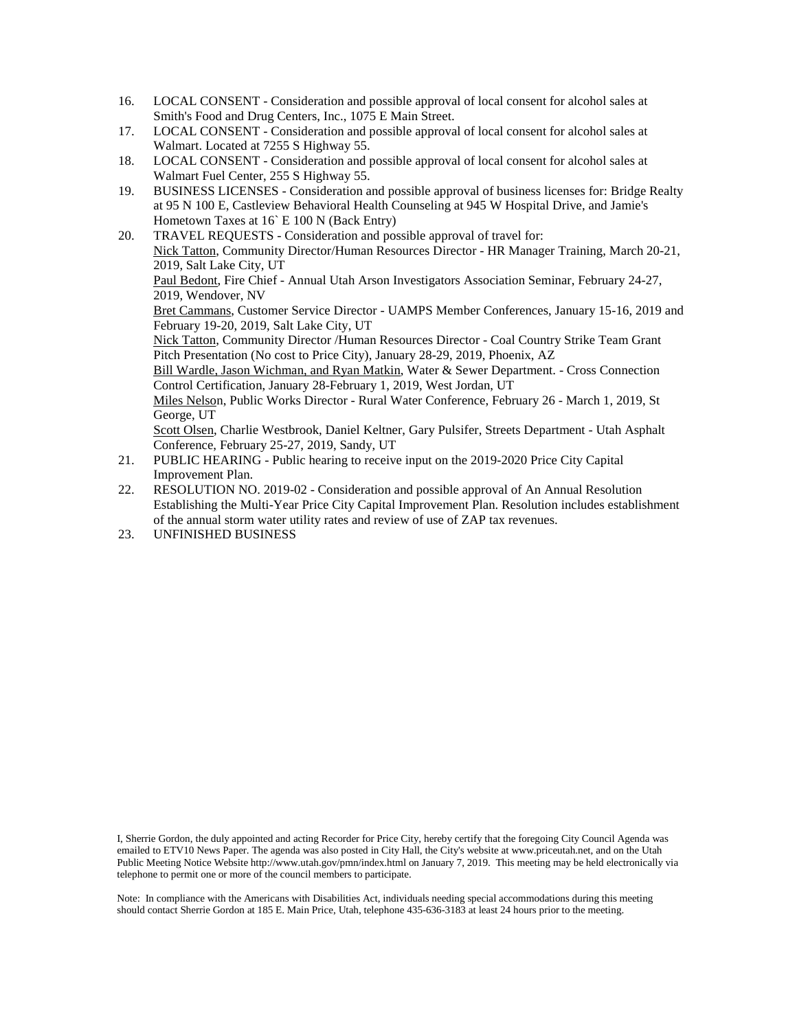16. LOCAL CONSENT - Consideration and possible approval of local consent for alcohol sales at Smith's Food and Drug Centers, Inc., 1075 E Main Street.
17. LOCAL CONSENT - Consideration and possible approval of local consent for alcohol sales at Walmart. Located at 7255 S Highway 55.
18. LOCAL CONSENT - Consideration and possible approval of local consent for alcohol sales at Walmart Fuel Center, 255 S Highway 55.
19. BUSINESS LICENSES - Consideration and possible approval of business licenses for: Bridge Realty at 95 N 100 E, Castleview Behavioral Health Counseling at 945 W Hospital Drive, and Jamie's Hometown Taxes at 16` E 100 N (Back Entry)
20. TRAVEL REQUESTS - Consideration and possible approval of travel for:
    Nick Tatton, Community Director/Human Resources Director - HR Manager Training, March 20-21, 2019, Salt Lake City, UT
    Paul Bedont, Fire Chief - Annual Utah Arson Investigators Association Seminar, February 24-27, 2019, Wendover, NV
    Bret Cammans, Customer Service Director - UAMPS Member Conferences, January 15-16, 2019 and February 19-20, 2019, Salt Lake City, UT
    Nick Tatton, Community Director /Human Resources Director - Coal Country Strike Team Grant Pitch Presentation (No cost to Price City), January 28-29, 2019, Phoenix, AZ
    Bill Wardle, Jason Wichman, and Ryan Matkin, Water & Sewer Department. - Cross Connection Control Certification, January 28-February 1, 2019, West Jordan, UT
    Miles Nelson, Public Works Director - Rural Water Conference, February 26 - March 1, 2019, St George, UT
    Scott Olsen, Charlie Westbrook, Daniel Keltner, Gary Pulsifer, Streets Department - Utah Asphalt Conference, February 25-27, 2019, Sandy, UT
21. PUBLIC HEARING - Public hearing to receive input on the 2019-2020 Price City Capital Improvement Plan.
22. RESOLUTION NO. 2019-02 - Consideration and possible approval of An Annual Resolution Establishing the Multi-Year Price City Capital Improvement Plan. Resolution includes establishment of the annual storm water utility rates and review of use of ZAP tax revenues.
23. UNFINISHED BUSINESS

I, Sherrie Gordon, the duly appointed and acting Recorder for Price City, hereby certify that the foregoing City Council Agenda was emailed to ETV10 News Paper. The agenda was also posted in City Hall, the City's website at www.priceutah.net, and on the Utah Public Meeting Notice Website http://www.utah.gov/pmn/index.html on January 7, 2019. This meeting may be held electronically via telephone to permit one or more of the council members to participate.

Note: In compliance with the Americans with Disabilities Act, individuals needing special accommodations during this meeting should contact Sherrie Gordon at 185 E. Main Price, Utah, telephone 435-636-3183 at least 24 hours prior to the meeting.